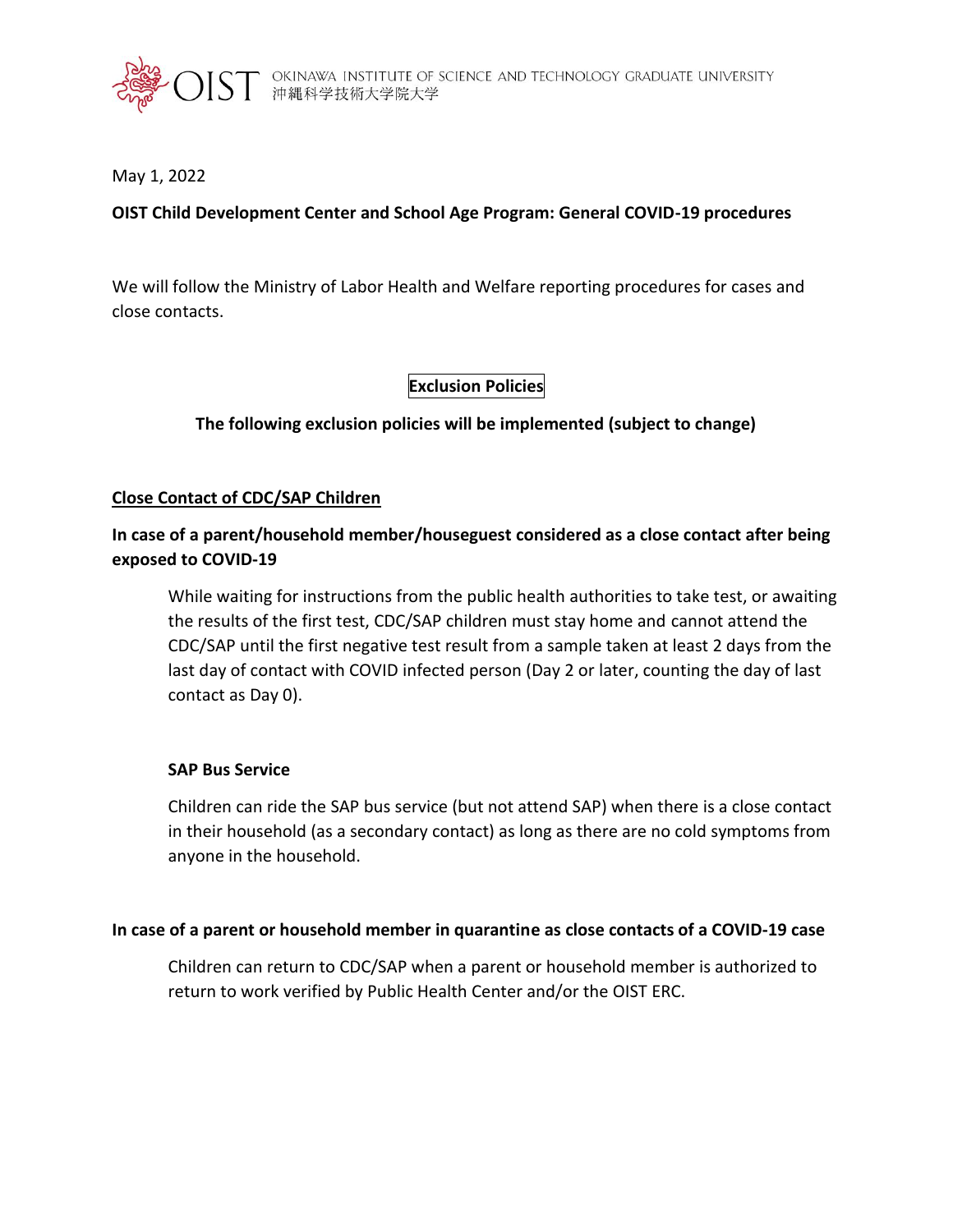OKINAWA INSTITUTE OF SCIENCE AND TECHNOLOGY GRADUATE UNIVERSITY
沖縄科学技術大学院大学

May 1, 2022

**OIST Child Development Center and School Age Program: General COVID-19 procedures**

We will follow the Ministry of Labor Health and Welfare reporting procedures for cases and close contacts.

## Exclusion Policies

**The following exclusion policies will be implemented (subject to change)**

### <u>Close Contact of CDC/SAP Children</u>

#### In case of a parent/household member/houseguest considered as a close contact after being exposed to COVID-19

While waiting for instructions from the public health authorities to take test, or awaiting the results of the first test, CDC/SAP children must stay home and cannot attend the CDC/SAP until the first negative test result from a sample taken at least 2 days from the last day of contact with COVID infected person (Day 2 or later, counting the day of last contact as Day 0).

**SAP Bus Service**

Children can ride the SAP bus service (but not attend SAP) when there is a close contact in their household (as a secondary contact) as long as there are no cold symptoms from anyone in the household.

#### In case of a parent or household member in quarantine as close contacts of a COVID-19 case

Children can return to CDC/SAP when a parent or household member is authorized to return to work verified by Public Health Center and/or the OIST ERC.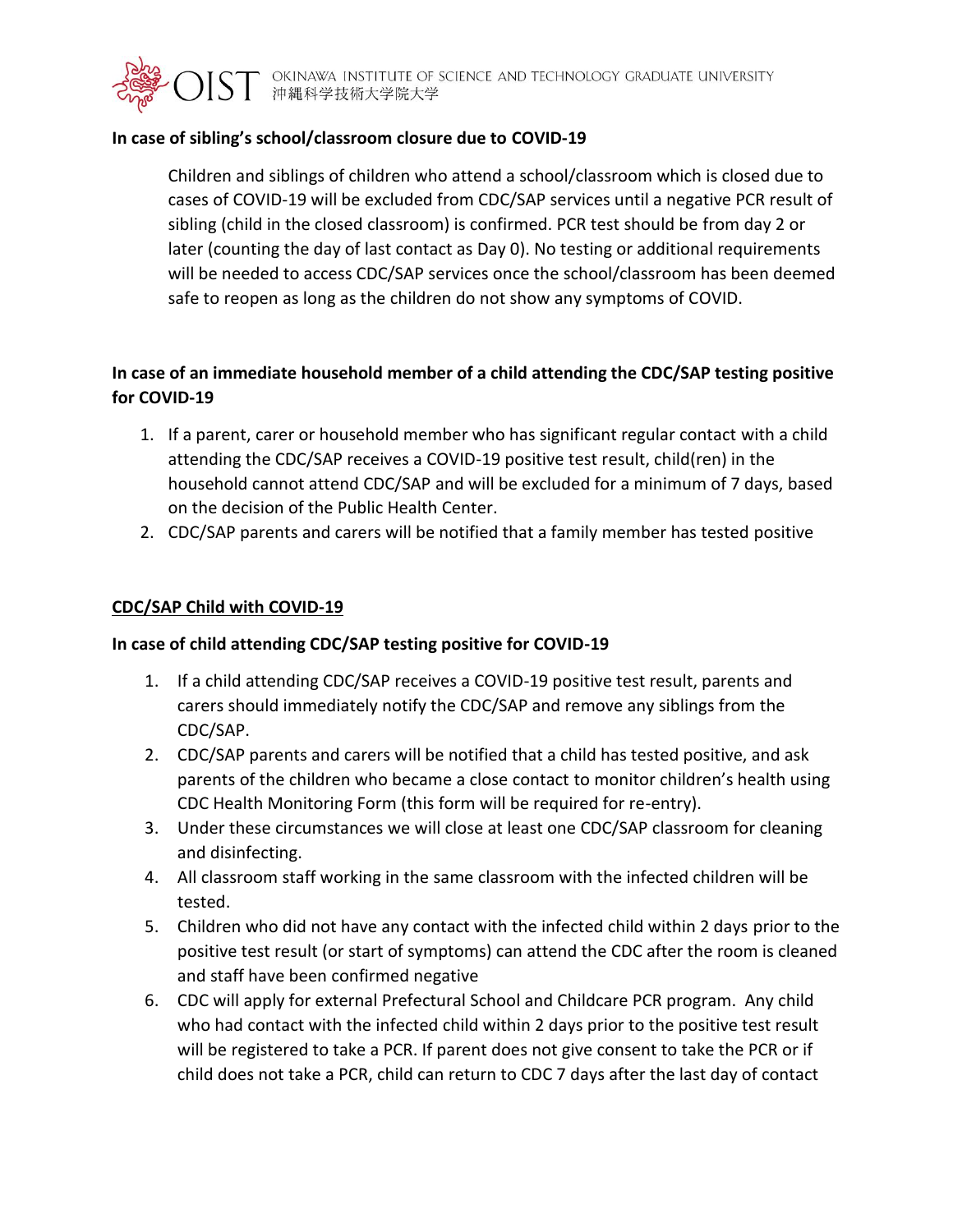**In case of sibling's school/classroom closure due to COVID-19**

Children and siblings of children who attend a school/classroom which is closed due to cases of COVID-19 will be excluded from CDC/SAP services until a negative PCR result of sibling (child in the closed classroom) is confirmed. PCR test should be from day 2 or later (counting the day of last contact as Day 0). No testing or additional requirements will be needed to access CDC/SAP services once the school/classroom has been deemed safe to reopen as long as the children do not show any symptoms of COVID.

**In case of an immediate household member of a child attending the CDC/SAP testing positive for COVID-19**

1. If a parent, carer or household member who has significant regular contact with a child attending the CDC/SAP receives a COVID-19 positive test result, child(ren) in the household cannot attend CDC/SAP and will be excluded for a minimum of 7 days, based on the decision of the Public Health Center.
2. CDC/SAP parents and carers will be notified that a family member has tested positive

**<u>CDC/SAP Child with COVID-19</u>**

**In case of child attending CDC/SAP testing positive for COVID-19**

1. If a child attending CDC/SAP receives a COVID-19 positive test result, parents and carers should immediately notify the CDC/SAP and remove any siblings from the CDC/SAP.
2. CDC/SAP parents and carers will be notified that a child has tested positive, and ask parents of the children who became a close contact to monitor children's health using CDC Health Monitoring Form (this form will be required for re-entry).
3. Under these circumstances we will close at least one CDC/SAP classroom for cleaning and disinfecting.
4. All classroom staff working in the same classroom with the infected children will be tested.
5. Children who did not have any contact with the infected child within 2 days prior to the positive test result (or start of symptoms) can attend the CDC after the room is cleaned and staff have been confirmed negative
6. CDC will apply for external Prefectural School and Childcare PCR program. Any child who had contact with the infected child within 2 days prior to the positive test result will be registered to take a PCR. If parent does not give consent to take the PCR or if child does not take a PCR, child can return to CDC 7 days after the last day of contact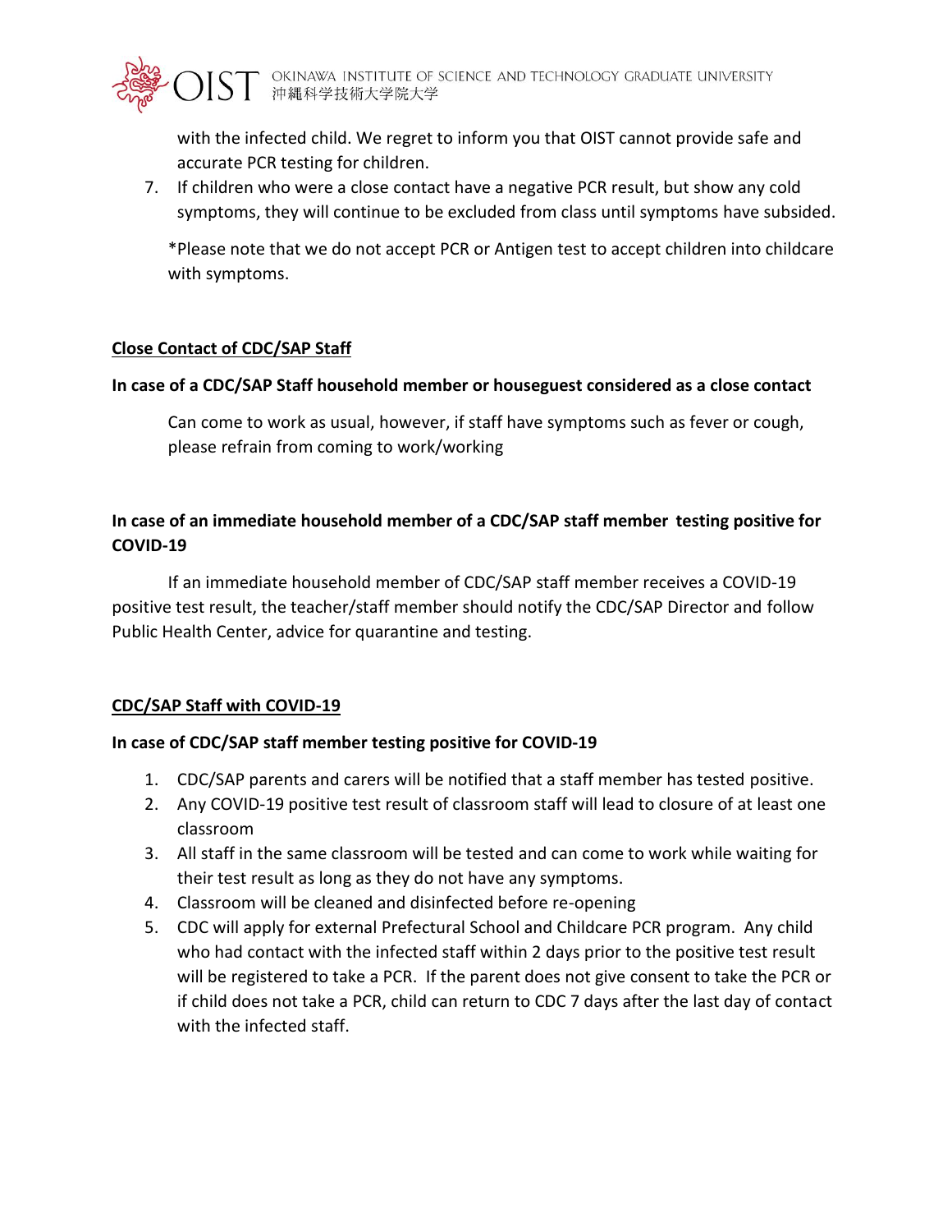with the infected child. We regret to inform you that OIST cannot provide safe and accurate PCR testing for children.

7. If children who were a close contact have a negative PCR result, but show any cold symptoms, they will continue to be excluded from class until symptoms have subsided.

*Please note that we do not accept PCR or Antigen test to accept children into childcare with symptoms.

## Close Contact of CDC/SAP Staff

**In case of a CDC/SAP Staff household member or houseguest considered as a close contact**

Can come to work as usual, however, if staff have symptoms such as fever or cough, please refrain from coming to work/working

**In case of an immediate household member of a CDC/SAP staff member testing positive for COVID-19**

If an immediate household member of CDC/SAP staff member receives a COVID-19 positive test result, the teacher/staff member should notify the CDC/SAP Director and follow Public Health Center, advice for quarantine and testing.

## CDC/SAP Staff with COVID-19

**In case of CDC/SAP staff member testing positive for COVID-19**

1. CDC/SAP parents and carers will be notified that a staff member has tested positive.
2. Any COVID-19 positive test result of classroom staff will lead to closure of at least one classroom
3. All staff in the same classroom will be tested and can come to work while waiting for their test result as long as they do not have any symptoms.
4. Classroom will be cleaned and disinfected before re-opening
5. CDC will apply for external Prefectural School and Childcare PCR program. Any child who had contact with the infected staff within 2 days prior to the positive test result will be registered to take a PCR. If the parent does not give consent to take the PCR or if child does not take a PCR, child can return to CDC 7 days after the last day of contact with the infected staff.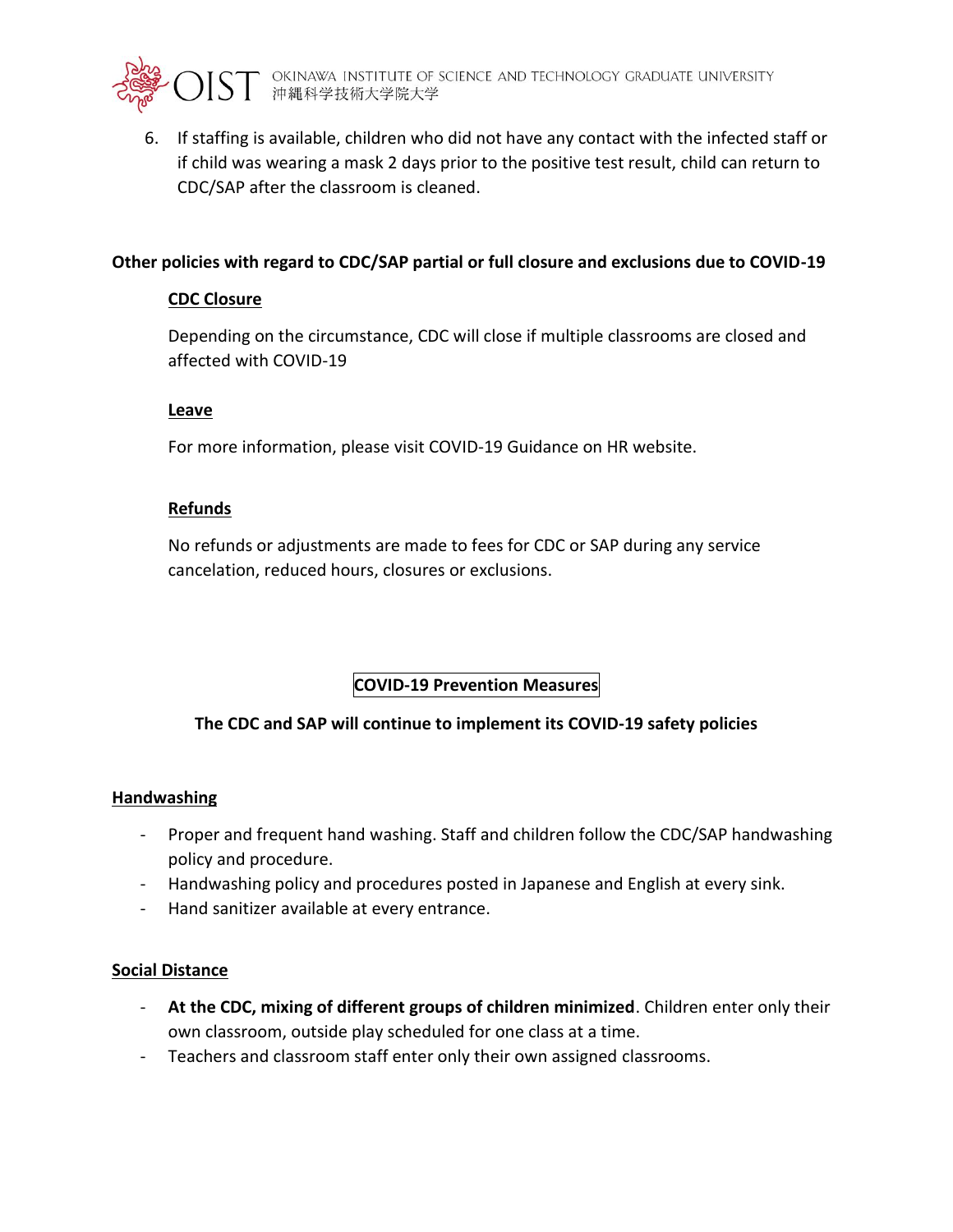6. If staffing is available, children who did not have any contact with the infected staff or if child was wearing a mask 2 days prior to the positive test result, child can return to CDC/SAP after the classroom is cleaned.

**Other policies with regard to CDC/SAP partial or full closure and exclusions due to COVID-19**

**CDC Closure**

Depending on the circumstance, CDC will close if multiple classrooms are closed and affected with COVID-19

**Leave**

For more information, please visit COVID-19 Guidance on HR website.

**Refunds**

No refunds or adjustments are made to fees for CDC or SAP during any service cancelation, reduced hours, closures or exclusions.

## COVID-19 Prevention Measures

**The CDC and SAP will continue to implement its COVID-19 safety policies**

**Handwashing**

- Proper and frequent hand washing. Staff and children follow the CDC/SAP handwashing policy and procedure.
- Handwashing policy and procedures posted in Japanese and English at every sink.
- Hand sanitizer available at every entrance.

**Social Distance**

- **At the CDC, mixing of different groups of children minimized**. Children enter only their own classroom, outside play scheduled for one class at a time.
- Teachers and classroom staff enter only their own assigned classrooms.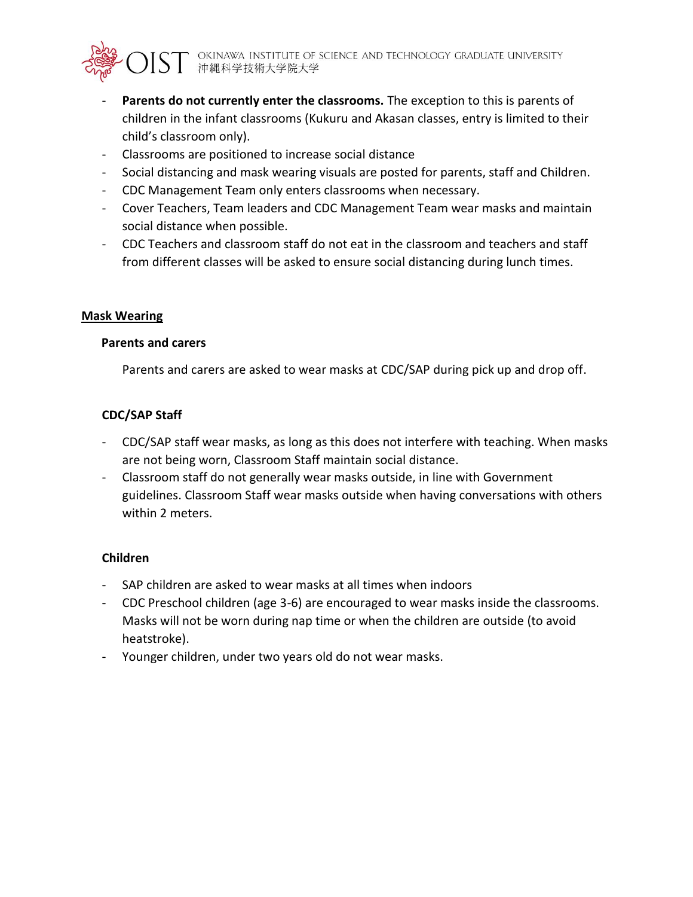- **Parents do not currently enter the classrooms.** The exception to this is parents of children in the infant classrooms (Kukuru and Akasan classes, entry is limited to their child's classroom only).
- Classrooms are positioned to increase social distance
- Social distancing and mask wearing visuals are posted for parents, staff and Children.
- CDC Management Team only enters classrooms when necessary.
- Cover Teachers, Team leaders and CDC Management Team wear masks and maintain social distance when possible.
- CDC Teachers and classroom staff do not eat in the classroom and teachers and staff from different classes will be asked to ensure social distancing during lunch times.

## Mask Wearing

### Parents and carers

Parents and carers are asked to wear masks at CDC/SAP during pick up and drop off.

### CDC/SAP Staff

- CDC/SAP staff wear masks, as long as this does not interfere with teaching. When masks are not being worn, Classroom Staff maintain social distance.
- Classroom staff do not generally wear masks outside, in line with Government guidelines. Classroom Staff wear masks outside when having conversations with others within 2 meters.

### Children

- SAP children are asked to wear masks at all times when indoors
- CDC Preschool children (age 3-6) are encouraged to wear masks inside the classrooms. Masks will not be worn during nap time or when the children are outside (to avoid heatstroke).
- Younger children, under two years old do not wear masks.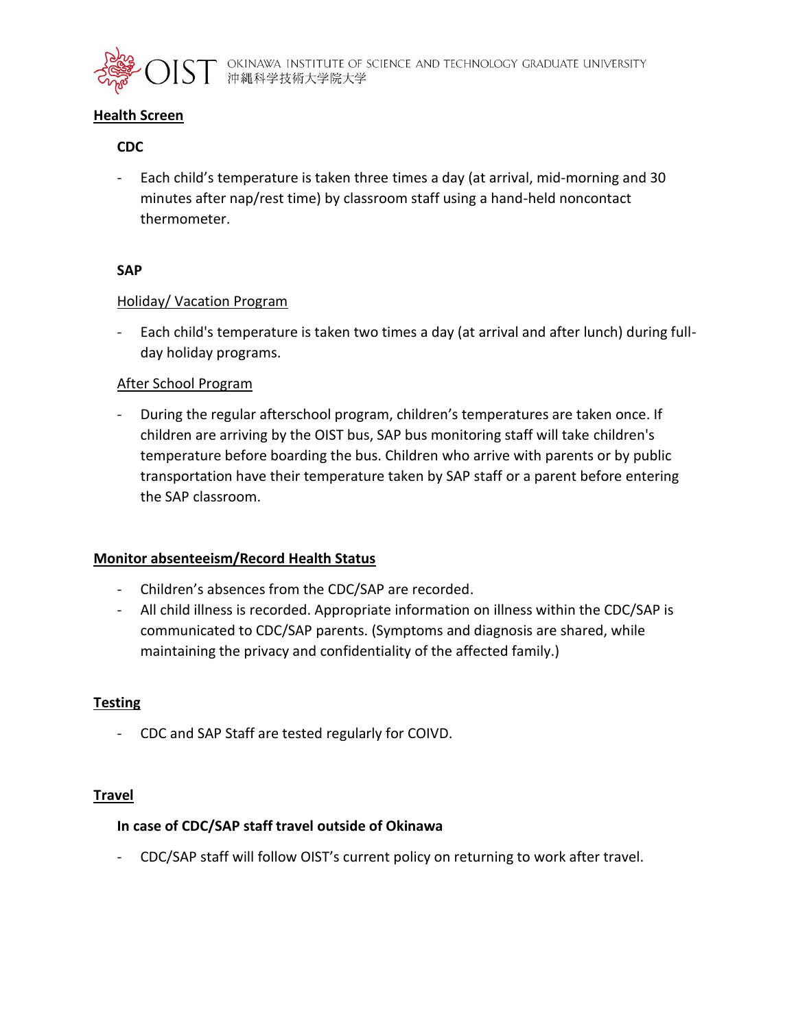## Health Screen

### CDC

- Each child's temperature is taken three times a day (at arrival, mid-morning and 30 minutes after nap/rest time) by classroom staff using a hand-held noncontact thermometer.

### SAP

Holiday/ Vacation Program

- Each child's temperature is taken two times a day (at arrival and after lunch) during full-day holiday programs.

After School Program

- During the regular afterschool program, children's temperatures are taken once. If children are arriving by the OIST bus, SAP bus monitoring staff will take children's temperature before boarding the bus. Children who arrive with parents or by public transportation have their temperature taken by SAP staff or a parent before entering the SAP classroom.

## Monitor absenteeism/Record Health Status

- Children's absences from the CDC/SAP are recorded.
- All child illness is recorded. Appropriate information on illness within the CDC/SAP is communicated to CDC/SAP parents. (Symptoms and diagnosis are shared, while maintaining the privacy and confidentiality of the affected family.)

## Testing

- CDC and SAP Staff are tested regularly for COIVD.

## Travel

### In case of CDC/SAP staff travel outside of Okinawa

- CDC/SAP staff will follow OIST's current policy on returning to work after travel.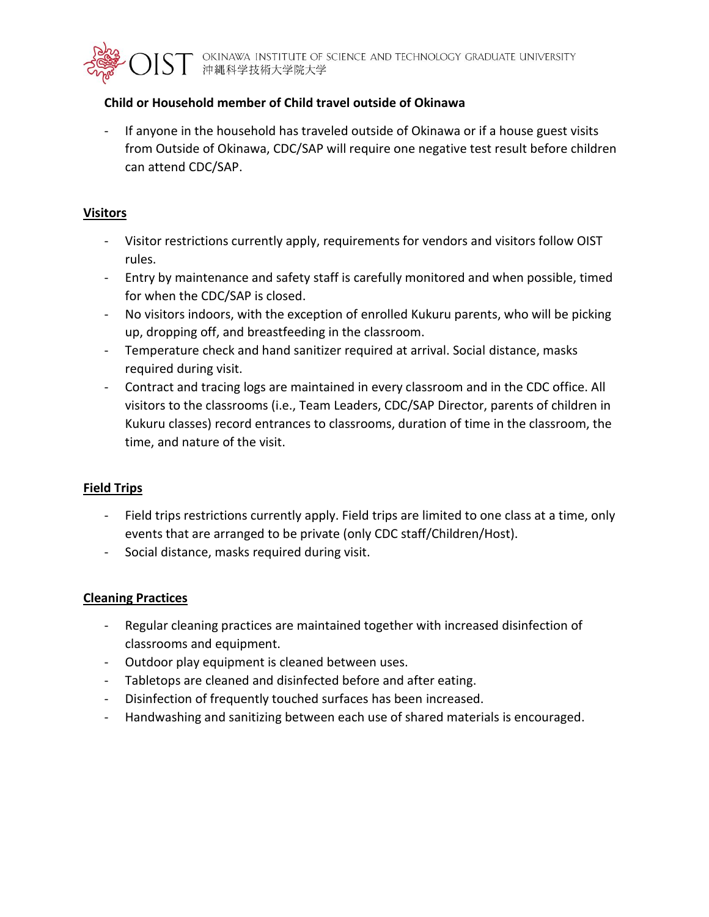**Child or Household member of Child travel outside of Okinawa**

- If anyone in the household has traveled outside of Okinawa or if a house guest visits from Outside of Okinawa, CDC/SAP will require one negative test result before children can attend CDC/SAP.

## Visitors

- Visitor restrictions currently apply, requirements for vendors and visitors follow OIST rules.
- Entry by maintenance and safety staff is carefully monitored and when possible, timed for when the CDC/SAP is closed.
- No visitors indoors, with the exception of enrolled Kukuru parents, who will be picking up, dropping off, and breastfeeding in the classroom.
- Temperature check and hand sanitizer required at arrival. Social distance, masks required during visit.
- Contract and tracing logs are maintained in every classroom and in the CDC office. All visitors to the classrooms (i.e., Team Leaders, CDC/SAP Director, parents of children in Kukuru classes) record entrances to classrooms, duration of time in the classroom, the time, and nature of the visit.

## Field Trips

- Field trips restrictions currently apply. Field trips are limited to one class at a time, only events that are arranged to be private (only CDC staff/Children/Host).
- Social distance, masks required during visit.

## Cleaning Practices

- Regular cleaning practices are maintained together with increased disinfection of classrooms and equipment.
- Outdoor play equipment is cleaned between uses.
- Tabletops are cleaned and disinfected before and after eating.
- Disinfection of frequently touched surfaces has been increased.
- Handwashing and sanitizing between each use of shared materials is encouraged.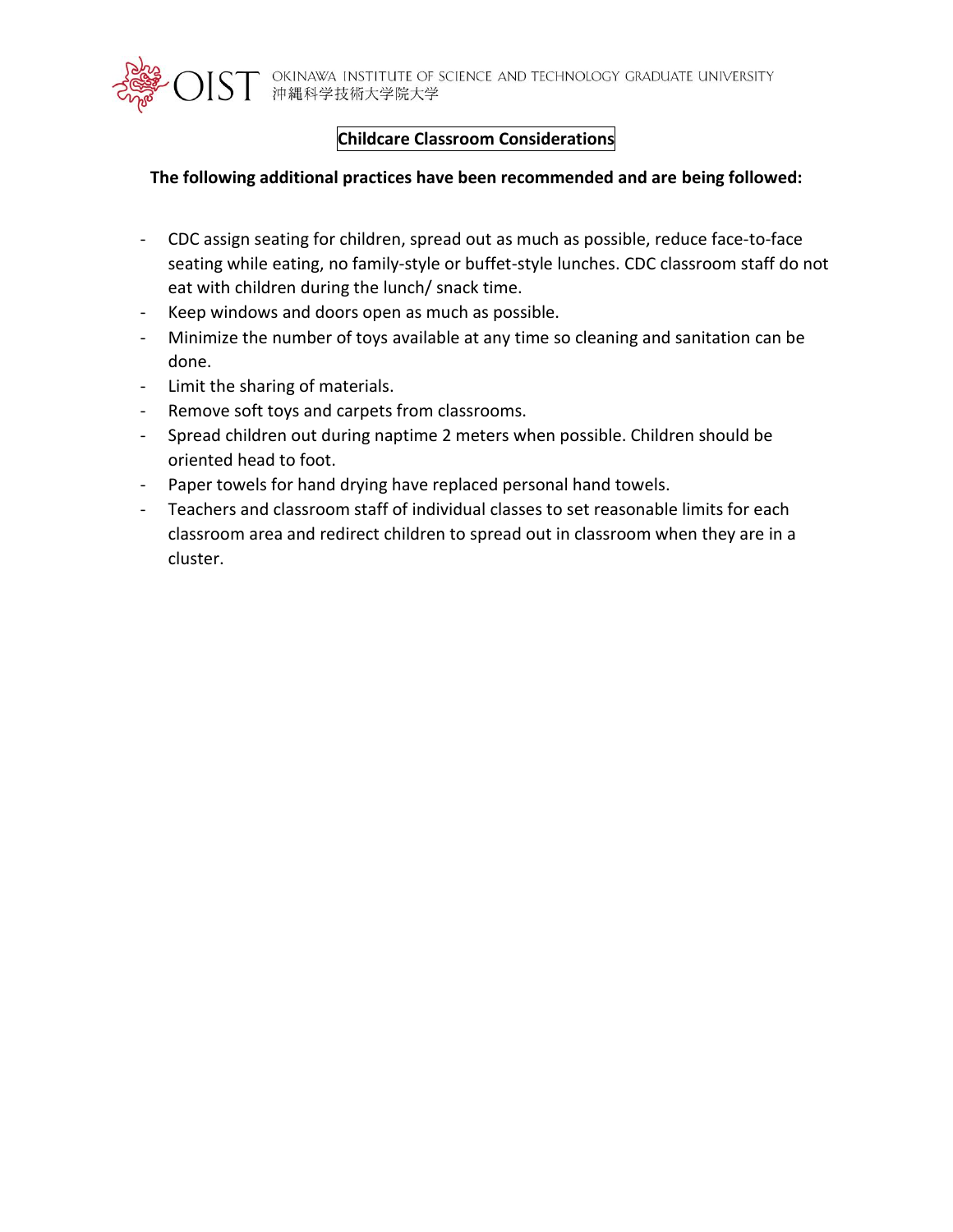## Childcare Classroom Considerations

**The following additional practices have been recommended and are being followed:**

- CDC assign seating for children, spread out as much as possible, reduce face-to-face seating while eating, no family-style or buffet-style lunches. CDC classroom staff do not eat with children during the lunch/ snack time.
- Keep windows and doors open as much as possible.
- Minimize the number of toys available at any time so cleaning and sanitation can be done.
- Limit the sharing of materials.
- Remove soft toys and carpets from classrooms.
- Spread children out during naptime 2 meters when possible. Children should be oriented head to foot.
- Paper towels for hand drying have replaced personal hand towels.
- Teachers and classroom staff of individual classes to set reasonable limits for each classroom area and redirect children to spread out in classroom when they are in a cluster.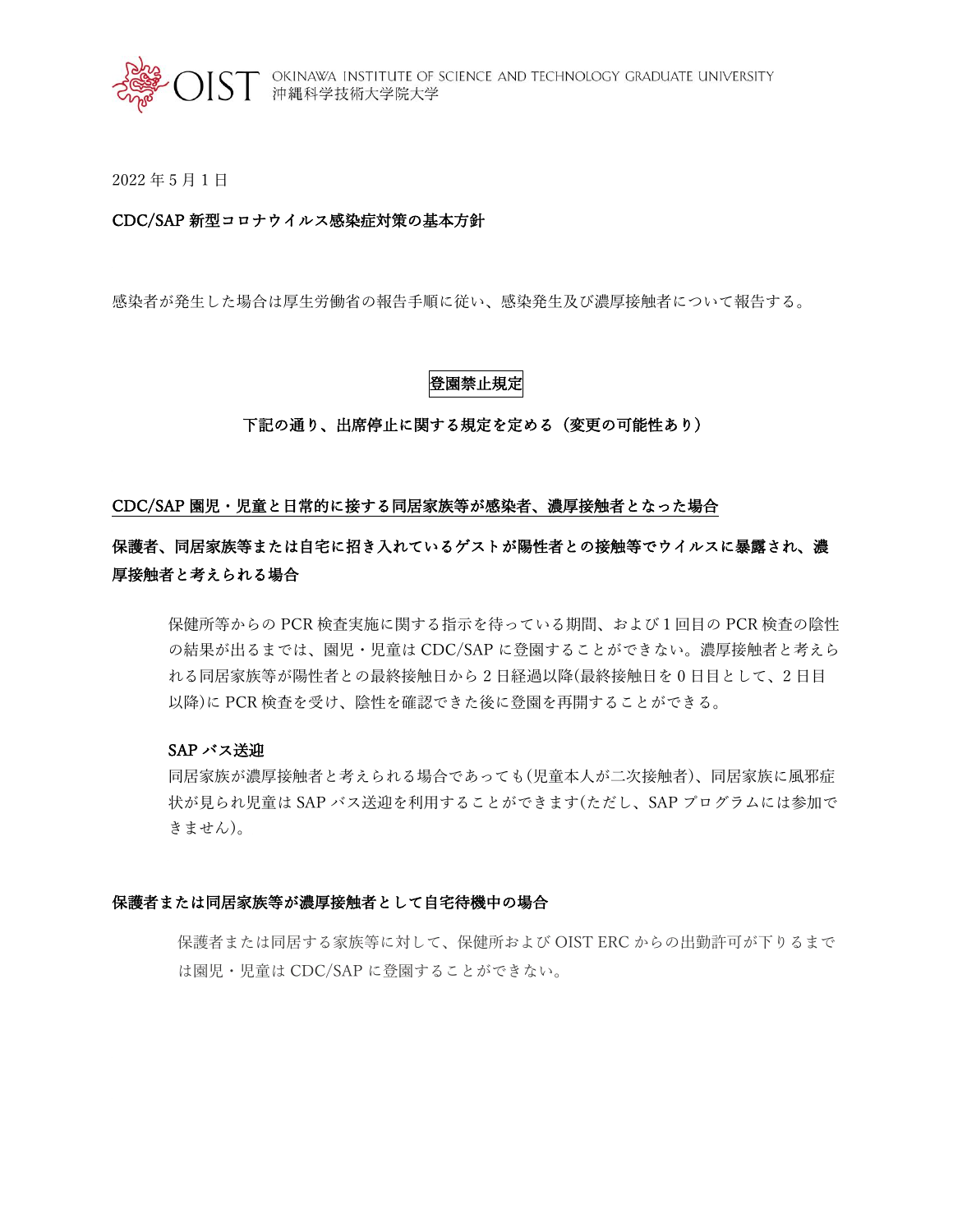2022 年 5 月 1 日

**CDC/SAP 新型コロナウイルス感染症対策の基本方針**

感染者が発生した場合は厚生労働省の報告手順に従い、感染発生及び濃厚接触者について報告する。

## 登園禁止規定

**下記の通り、出席停止に関する規定を定める（変更の可能性あり）**

### CDC/SAP 園児・児童と日常的に接する同居家族等が感染者、濃厚接触者となった場合

**保護者、同居家族等または自宅に招き入れているゲストが陽性者との接触等でウイルスに暴露され、濃厚接触者と考えられる場合**

保健所等からの PCR 検査実施に関する指示を待っている期間、および 1 回目の PCR 検査の陰性の結果が出るまでは、園児・児童は CDC/SAP に登園することができない。濃厚接触者と考えられる同居家族等が陽性者との最終接触日から 2 日経過以降(最終接触日を 0 日目として、2 日目以降)に PCR 検査を受け、陰性を確認できた後に登園を再開することができる。

**SAP バス送迎**

同居家族が濃厚接触者と考えられる場合であっても(児童本人が二次接触者)、同居家族に風邪症状が見られ児童は SAP バス送迎を利用することができます(ただし、SAP プログラムには参加できません)。

**保護者または同居家族等が濃厚接触者として自宅待機中の場合**

保護者または同居する家族等に対して、保健所および OIST ERC からの出勤許可が下りるまでは園児・児童は CDC/SAP に登園することができない。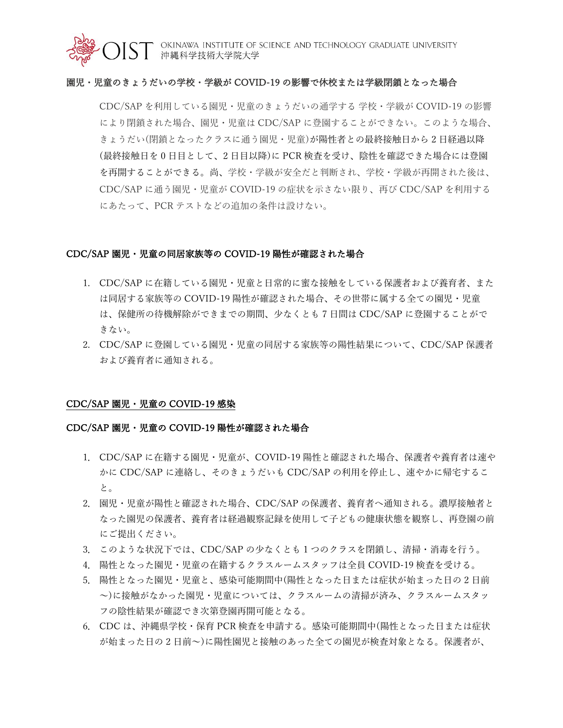**園児・児童のきょうだいの学校・学級が COVID-19 の影響で休校または学級閉鎖となった場合**

CDC/SAP を利用している園児・児童のきょうだいの通学する 学校・学級が COVID-19 の影響により閉鎖された場合、園児・児童は CDC/SAP に登園することができない。このような場合、きょうだい(閉鎖となったクラスに通う園児・児童)が陽性者との最終接触日から 2 日経過以降(最終接触日を 0 日目として、2 日目以降)に PCR 検査を受け、陰性を確認できた場合には登園を再開することができる。尚、学校・学級が安全だと判断され、学校・学級が再開された後は、CDC/SAP に通う園児・児童が COVID-19 の症状を示さない限り、再び CDC/SAP を利用するにあたって、PCR テストなどの追加の条件は設けない。

**CDC/SAP 園児・児童の同居家族等の COVID-19 陽性が確認された場合**

1. CDC/SAP に在籍している園児・児童と日常的に蜜な接触をしている保護者および養育者、または同居する家族等の COVID-19 陽性が確認された場合、その世帯に属する全ての園児・児童は、保健所の待機解除ができまでの期間、少なくとも 7 日間は CDC/SAP に登園することができない。
2. CDC/SAP に登園している園児・児童の同居する家族等の陽性結果について、CDC/SAP 保護者および養育者に通知される。

**<u>CDC/SAP 園児・児童の COVID-19 感染</u>**

**CDC/SAP 園児・児童の COVID-19 陽性が確認された場合**

1. CDC/SAP に在籍する園児・児童が、COVID-19 陽性と確認された場合、保護者や養育者は速やかに CDC/SAP に連絡し、そのきょうだいも CDC/SAP の利用を停止し、速やかに帰宅すること。
2. 園児・児童が陽性と確認された場合、CDC/SAP の保護者、養育者へ通知される。濃厚接触者となった園児の保護者、養育者は経過観察記録を使用して子どもの健康状態を観察し、再登園の前にご提出ください。
3. このような状況下では、CDC/SAP の少なくとも 1 つのクラスを閉鎖し、清掃・消毒を行う。
4. 陽性となった園児・児童の在籍するクラスルームスタッフは全員 COVID-19 検査を受ける。
5. 陽性となった園児・児童と、感染可能期間中(陽性となった日または症状が始まった日の 2 日前〜)に接触がなかった園児・児童については、クラスルームの清掃が済み、クラスルームスタッフの陰性結果が確認でき次第登園再開可能となる。
6. CDC は、沖縄県学校・保育 PCR 検査を申請する。感染可能期間中(陽性となった日または症状が始まった日の 2 日前〜)に陽性園児と接触のあった全ての園児が検査対象となる。保護者が、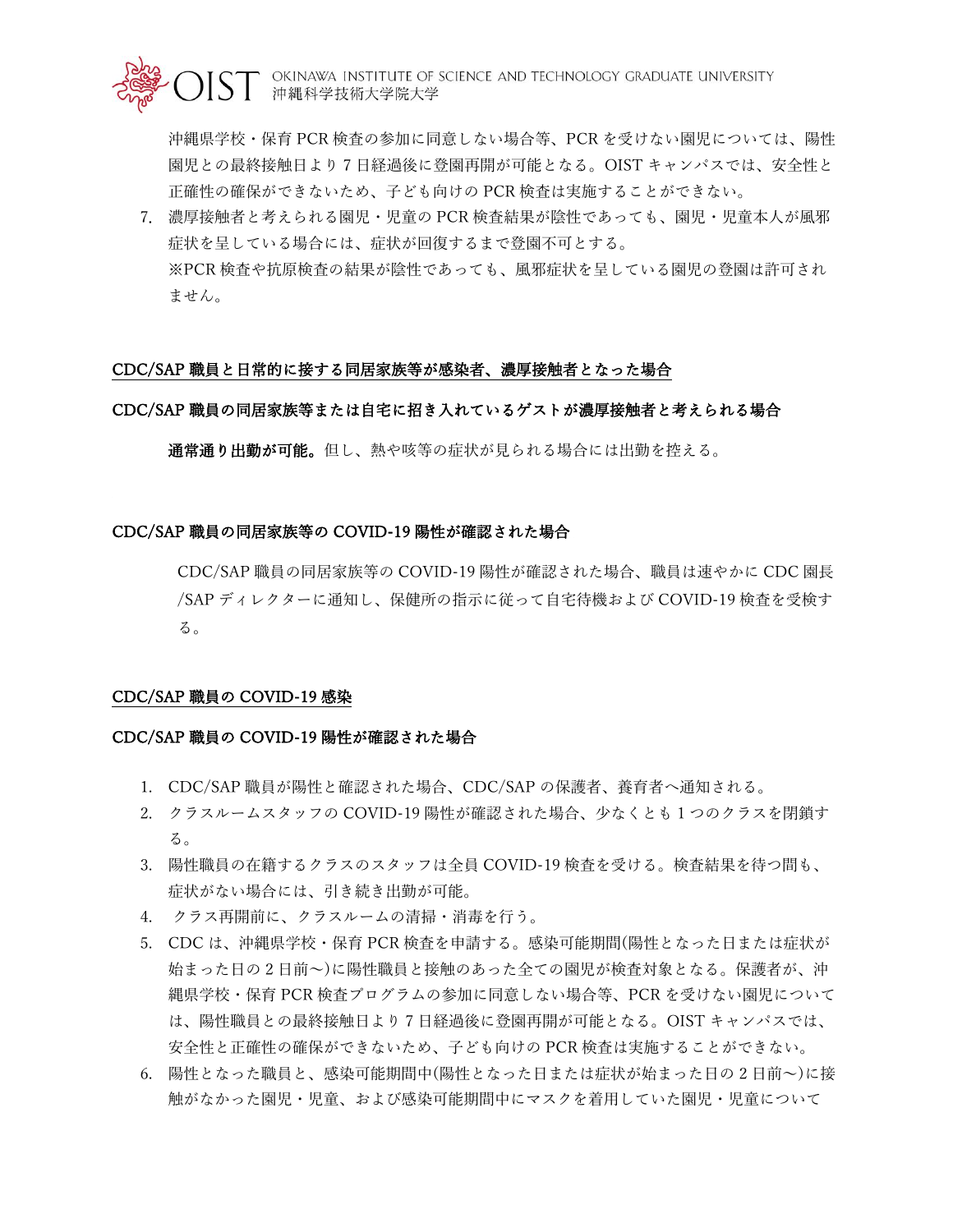沖縄県学校・保育 PCR 検査の参加に同意しない場合等、PCR を受けない園児については、陽性園児との最終接触日より 7 日経過後に登園再開が可能となる。OIST キャンパスでは、安全性と正確性の確保ができないため、子ども向けの PCR 検査は実施することができない。

7. 濃厚接触者と考えられる園児・児童の PCR 検査結果が陰性であっても、園児・児童本人が風邪症状を呈している場合には、症状が回復するまで登園不可とする。
   ※PCR 検査や抗原検査の結果が陰性であっても、風邪症状を呈している園児の登園は許可されません。

<u>**CDC/SAP 職員と日常的に接する同居家族等が感染者、濃厚接触者となった場合**</u>

**CDC/SAP 職員の同居家族等または自宅に招き入れているゲストが濃厚接触者と考えられる場合**

**通常通り出勤が可能。**但し、熱や咳等の症状が見られる場合には出勤を控える。

**CDC/SAP 職員の同居家族等の COVID-19 陽性が確認された場合**

CDC/SAP 職員の同居家族等の COVID-19 陽性が確認された場合、職員は速やかに CDC 園長/SAP ディレクターに通知し、保健所の指示に従って自宅待機および COVID-19 検査を受検する。

<u>**CDC/SAP 職員の COVID-19 感染**</u>

**CDC/SAP 職員の COVID-19 陽性が確認された場合**

1. CDC/SAP 職員が陽性と確認された場合、CDC/SAP の保護者、養育者へ通知される。
2. クラスルームスタッフの COVID-19 陽性が確認された場合、少なくとも 1 つのクラスを閉鎖する。
3. 陽性職員の在籍するクラスのスタッフは全員 COVID-19 検査を受ける。検査結果を待つ間も、症状がない場合には、引き続き出勤が可能。
4. クラス再開前に、クラスルームの清掃・消毒を行う。
5. CDC は、沖縄県学校・保育 PCR 検査を申請する。感染可能期間(陽性となった日または症状が始まった日の 2 日前～)に陽性職員と接触のあった全ての園児が検査対象となる。保護者が、沖縄県学校・保育 PCR 検査プログラムの参加に同意しない場合等、PCR を受けない園児については、陽性職員との最終接触日より 7 日経過後に登園再開が可能となる。OIST キャンパスでは、安全性と正確性の確保ができないため、子ども向けの PCR 検査は実施することができない。
6. 陽性となった職員と、感染可能期間中(陽性となった日または症状が始まった日の 2 日前～)に接触がなかった園児・児童、および感染可能期間中にマスクを着用していた園児・児童について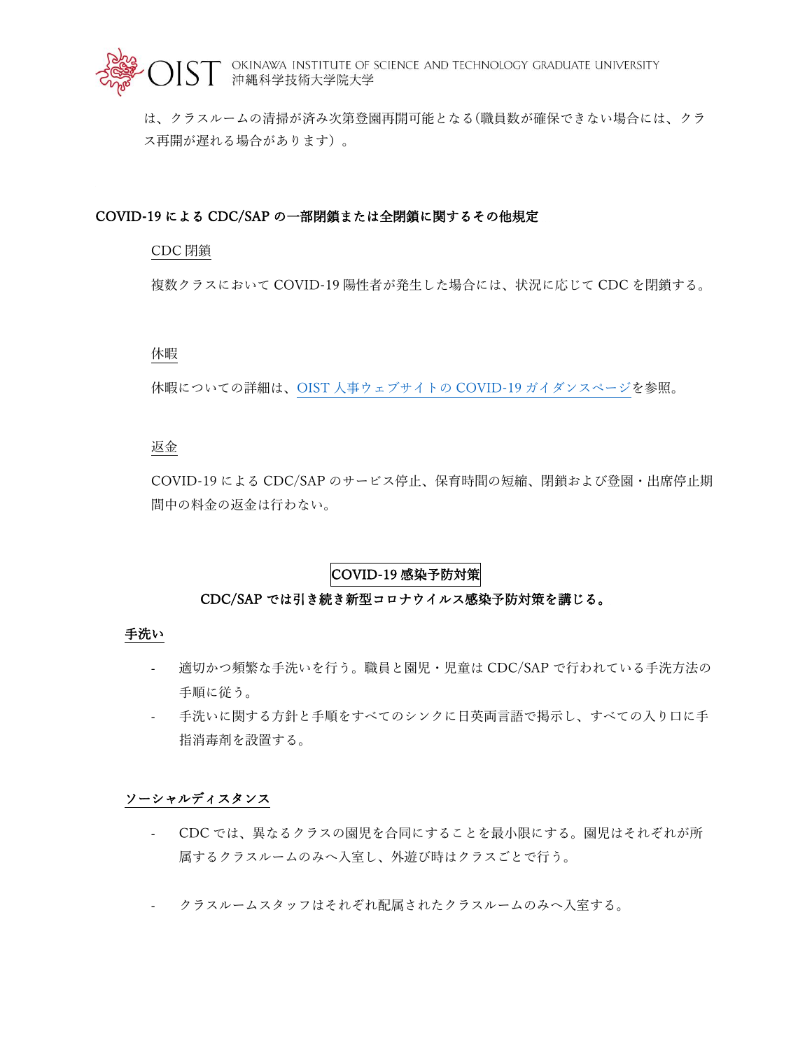は、クラスルームの清掃が済み次第登園再開可能となる(職員数が確保できない場合には、クラス再開が遅れる場合があります）。

## COVID-19 による CDC/SAP の一部閉鎖または全閉鎖に関するその他規定

CDC 閉鎖

複数クラスにおいて COVID-19 陽性者が発生した場合には、状況に応じて CDC を閉鎖する。

休暇

休暇についての詳細は、OIST 人事ウェブサイトの COVID-19 ガイダンスページを参照。

返金

COVID-19 による CDC/SAP のサービス停止、保育時間の短縮、閉鎖および登園・出席停止期間中の料金の返金は行わない。

## COVID-19 感染予防対策

**CDC/SAP では引き続き新型コロナウイルス感染予防対策を講じる。**

### 手洗い

- 適切かつ頻繁な手洗いを行う。職員と園児・児童は CDC/SAP で行われている手洗方法の手順に従う。
- 手洗いに関する方針と手順をすべてのシンクに日英両言語で掲示し、すべての入り口に手指消毒剤を設置する。

### ソーシャルディスタンス

- CDC では、異なるクラスの園児を合同にすることを最小限にする。園児はそれぞれが所属するクラスルームのみへ入室し、外遊び時はクラスごとで行う。

- クラスルームスタッフはそれぞれ配属されたクラスルームのみへ入室する。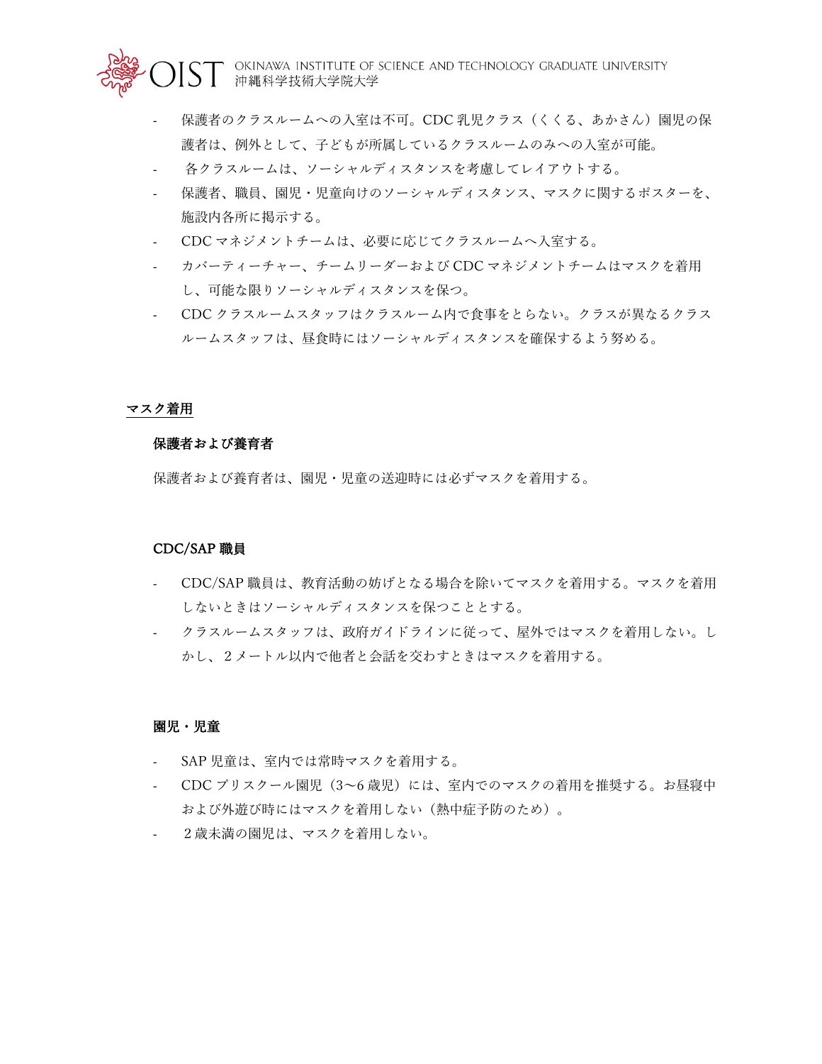- 保護者のクラスルームへの入室は不可。CDC 乳児クラス（くくる、あかさん）園児の保護者は、例外として、子どもが所属しているクラスルームのみへの入室が可能。
- 各クラスルームは、ソーシャルディスタンスを考慮してレイアウトする。
- 保護者、職員、園児・児童向けのソーシャルディスタンス、マスクに関するポスターを、施設内各所に掲示する。
- CDC マネジメントチームは、必要に応じてクラスルームへ入室する。
- カバーティーチャー、チームリーダーおよび CDC マネジメントチームはマスクを着用し、可能な限りソーシャルディスタンスを保つ。
- CDC クラスルームスタッフはクラスルーム内で食事をとらない。クラスが異なるクラスルームスタッフは、昼食時にはソーシャルディスタンスを確保するよう努める。

## マスク着用

### 保護者および養育者

保護者および養育者は、園児・児童の送迎時には必ずマスクを着用する。

### CDC/SAP 職員

- CDC/SAP 職員は、教育活動の妨げとなる場合を除いてマスクを着用する。マスクを着用しないときはソーシャルディスタンスを保つこととする。
- クラスルームスタッフは、政府ガイドラインに従って、屋外ではマスクを着用しない。しかし、２メートル以内で他者と会話を交わすときはマスクを着用する。

### 園児・児童

- SAP 児童は、室内では常時マスクを着用する。
- CDC プリスクール園児（3〜6 歳児）には、室内でのマスクの着用を推奨する。お昼寝中および外遊び時にはマスクを着用しない（熱中症予防のため）。
- ２歳未満の園児は、マスクを着用しない。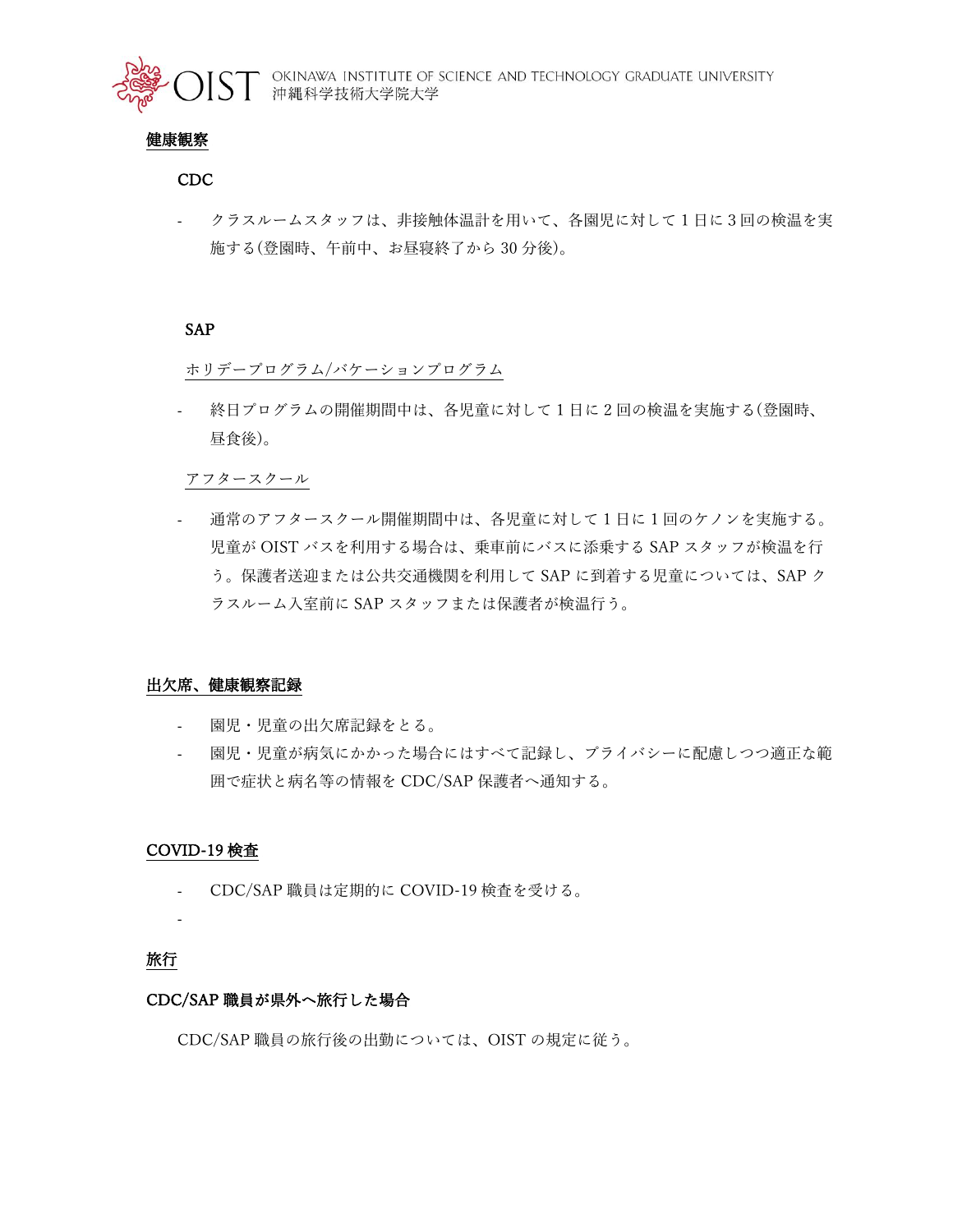## 健康観察

### CDC

- クラスルームスタッフは、非接触体温計を用いて、各園児に対して 1 日に 3 回の検温を実施する(登園時、午前中、お昼寝終了から 30 分後)。

### SAP

ホリデープログラム/バケーションプログラム

- 終日プログラムの開催期間中は、各児童に対して 1 日に 2 回の検温を実施する(登園時、昼食後)。

アフタースクール

- 通常のアフタースクール開催期間中は、各児童に対して 1 日に 1 回のケノンを実施する。児童が OIST バスを利用する場合は、乗車前にバスに添乗する SAP スタッフが検温を行う。保護者送迎または公共交通機関を利用して SAP に到着する児童については、SAP クラスルーム入室前に SAP スタッフまたは保護者が検温行う。

## 出欠席、健康観察記録

- 園児・児童の出欠席記録をとる。
- 園児・児童が病気にかかった場合にはすべて記録し、プライバシーに配慮しつつ適正な範囲で症状と病名等の情報を CDC/SAP 保護者へ通知する。

## COVID-19 検査

- CDC/SAP 職員は定期的に COVID-19 検査を受ける。
-

## 旅行

### CDC/SAP 職員が県外へ旅行した場合

CDC/SAP 職員の旅行後の出勤については、OIST の規定に従う。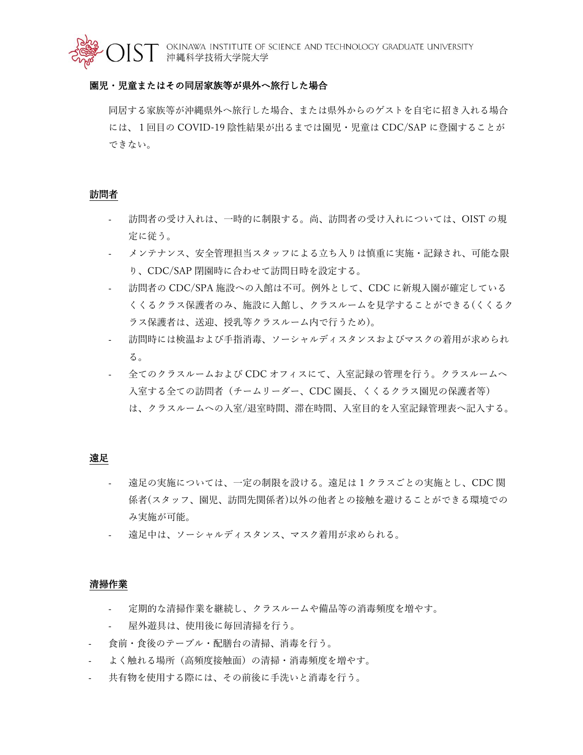**園児・児童またはその同居家族等が県外へ旅行した場合**

同居する家族等が沖縄県外へ旅行した場合、または県外からのゲストを自宅に招き入れる場合には、１回目の COVID-19 陰性結果が出るまでは園児・児童は CDC/SAP に登園することができない。

**訪問者**

- 訪問者の受け入れは、一時的に制限する。尚、訪問者の受け入れについては、OIST の規定に従う。
- メンテナンス、安全管理担当スタッフによる立ち入りは慎重に実施・記録され、可能な限り、CDC/SAP 閉園時に合わせて訪問日時を設定する。
- 訪問者の CDC/SPA 施設への入館は不可。例外として、CDC に新規入園が確定しているくくるクラス保護者のみ、施設に入館し、クラスルームを見学することができる(くくるクラス保護者は、送迎、授乳等クラスルーム内で行うため)。
- 訪問時には検温および手指消毒、ソーシャルディスタンスおよびマスクの着用が求められる。
- 全てのクラスルームおよび CDC オフィスにて、入室記録の管理を行う。クラスルームへ入室する全ての訪問者（チームリーダー、CDC 園長、くくるクラス園児の保護者等）は、クラスルームへの入室/退室時間、滞在時間、入室目的を入室記録管理表へ記入する。

**遠足**

- 遠足の実施については、一定の制限を設ける。遠足は１クラスごとの実施とし、CDC 関係者(スタッフ、園児、訪問先関係者)以外の他者との接触を避けることができる環境でのみ実施が可能。
- 遠足中は、ソーシャルディスタンス、マスク着用が求められる。

**清掃作業**

- 定期的な清掃作業を継続し、クラスルームや備品等の消毒頻度を増やす。
- 屋外遊具は、使用後に毎回清掃を行う。
- 食前・食後のテーブル・配膳台の清掃、消毒を行う。
- よく触れる場所（高頻度接触面）の清掃・消毒頻度を増やす。
- 共有物を使用する際には、その前後に手洗いと消毒を行う。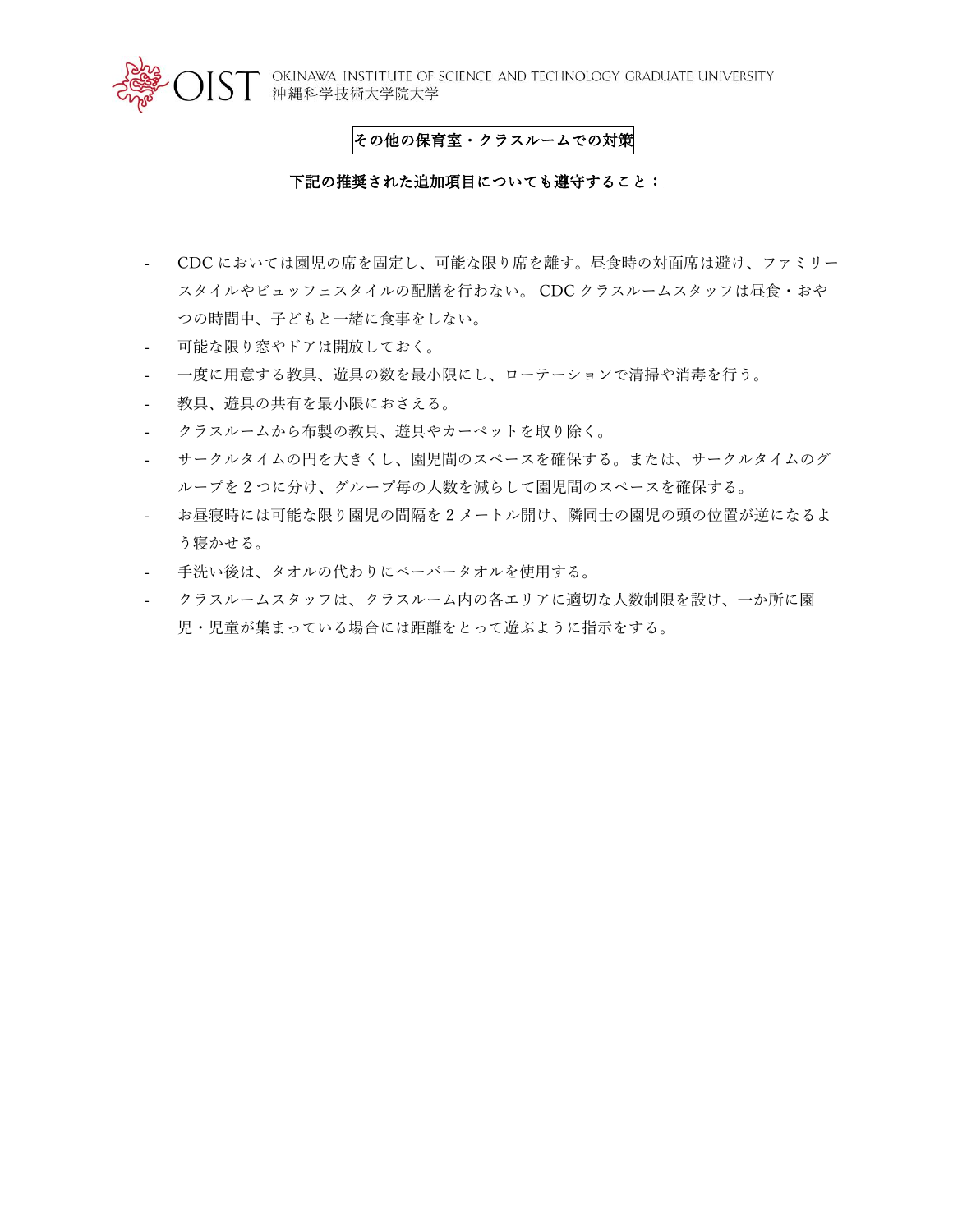## その他の保育室・クラスルームでの対策

**下記の推奨された追加項目についても遵守すること：**

- CDC においては園児の席を固定し、可能な限り席を離す。昼食時の対面席は避け、ファミリースタイルやビュッフェスタイルの配膳を行わない。 CDC クラスルームスタッフは昼食・おやつの時間中、子どもと一緒に食事をしない。
- 可能な限り窓やドアは開放しておく。
- 一度に用意する教具、遊具の数を最小限にし、ローテーションで清掃や消毒を行う。
- 教具、遊具の共有を最小限におさえる。
- クラスルームから布製の教具、遊具やカーペットを取り除く。
- サークルタイムの円を大きくし、園児間のスペースを確保する。または、サークルタイムのグループを 2 つに分け、グループ毎の人数を減らして園児間のスペースを確保する。
- お昼寝時には可能な限り園児の間隔を 2 メートル開け、隣同士の園児の頭の位置が逆になるよう寝かせる。
- 手洗い後は、タオルの代わりにペーパータオルを使用する。
- クラスルームスタッフは、クラスルーム内の各エリアに適切な人数制限を設け、一か所に園児・児童が集まっている場合には距離をとって遊ぶように指示をする。